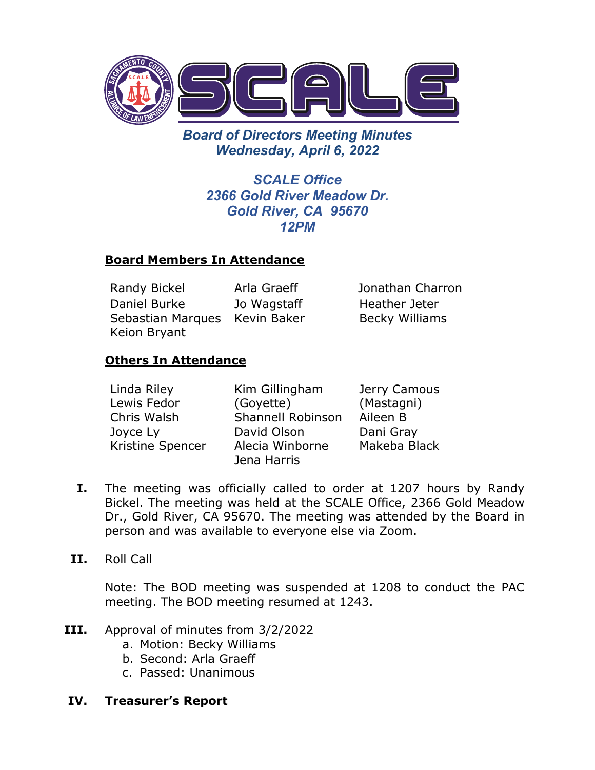# Board of Directors Meeting Minutes

## Wednesday, April 6, 2022

**SCALE Office**
**2366 Gold River Meadow Dr.**
**Gold River, CA 95670**
**12PM**

**Board Members In Attendance**

| | | |
|---|---|---|
| Randy Bickel | Arla Graeff | Jonathan Charron |
| Daniel Burke | Jo Wagstaff | Heather Jeter |
| Sebastian Marques | Kevin Baker | Becky Williams |
| Keion Bryant | | |

**Others In Attendance**

| | | |
|---|---|---|
| Linda Riley | ~~Kim Gillingham~~ | Jerry Camous |
| Lewis Fedor | (Goyette) | (Mastagni) |
| Chris Walsh | Shannell Robinson | Aileen B |
| Joyce Ly | David Olson | Dani Gray |
| Kristine Spencer | Alecia Winborne | Makeba Black |
| | Jena Harris | |

**I.** The meeting was officially called to order at 1207 hours by Randy Bickel. The meeting was held at the SCALE Office, 2366 Gold Meadow Dr., Gold River, CA 95670. The meeting was attended by the Board in person and was available to everyone else via Zoom.

**II.** Roll Call

Note: The BOD meeting was suspended at 1208 to conduct the PAC meeting. The BOD meeting resumed at 1243.

**III.** Approval of minutes from 3/2/2022

a. Motion: Becky Williams
b. Second: Arla Graeff
c. Passed: Unanimous

**IV. Treasurer's Report**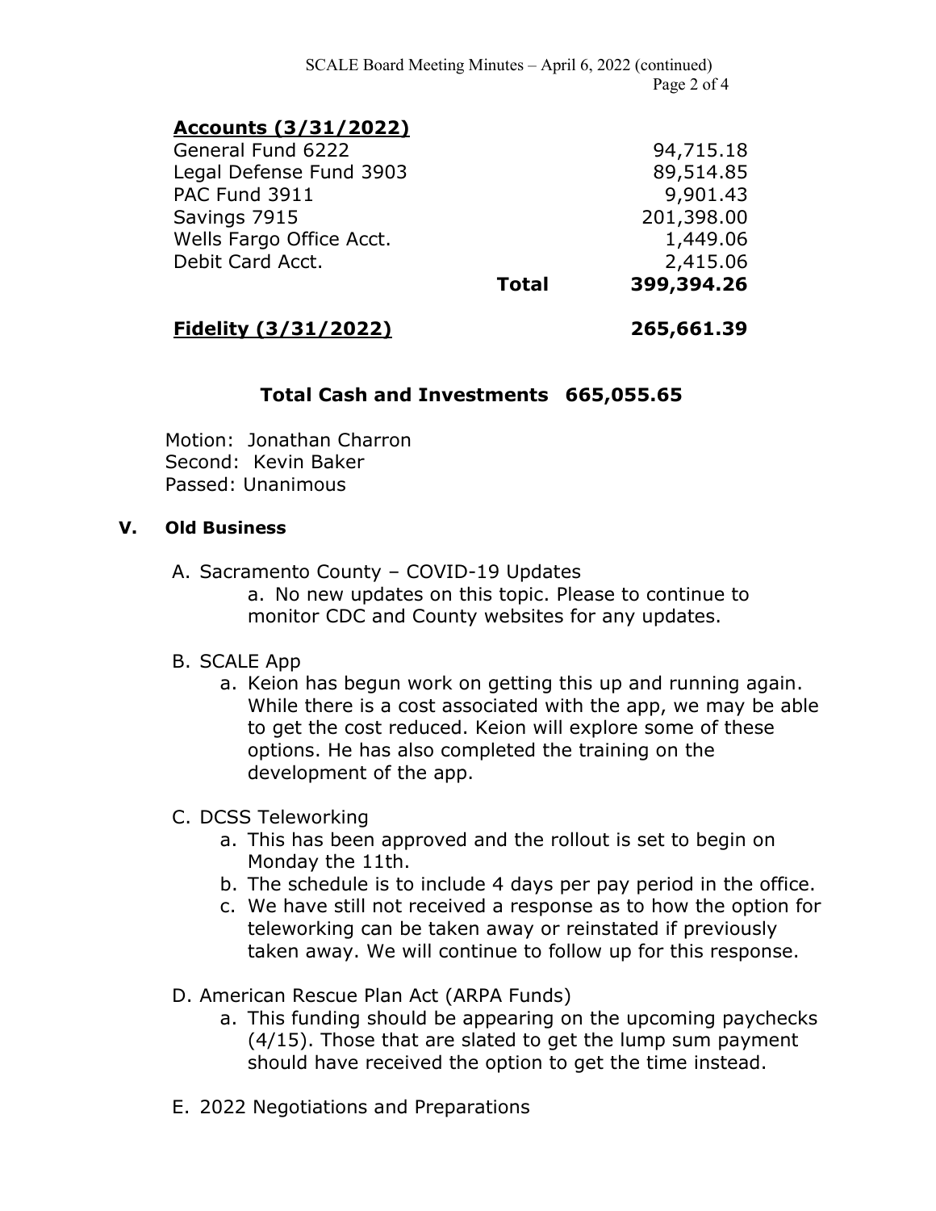**Accounts (3/31/2022)**

| Account | | Amount |
|---|---|---|
| General Fund 6222 | | 94,715.18 |
| Legal Defense Fund 3903 | | 89,514.85 |
| PAC Fund 3911 | | 9,901.43 |
| Savings 7915 | | 201,398.00 |
| Wells Fargo Office Acct. | | 1,449.06 |
| Debit Card Acct. | | 2,415.06 |
| | **Total** | **399,394.26** |

**Fidelity (3/31/2022)** **265,661.39**

**Total Cash and Investments 665,055.65**

Motion: Jonathan Charron
Second: Kevin Baker
Passed: Unanimous

### V. Old Business

A. Sacramento County – COVID-19 Updates
   a. No new updates on this topic. Please to continue to monitor CDC and County websites for any updates.

B. SCALE App
   a. Keion has begun work on getting this up and running again. While there is a cost associated with the app, we may be able to get the cost reduced. Keion will explore some of these options. He has also completed the training on the development of the app.

C. DCSS Teleworking
   a. This has been approved and the rollout is set to begin on Monday the 11th.
   b. The schedule is to include 4 days per pay period in the office.
   c. We have still not received a response as to how the option for teleworking can be taken away or reinstated if previously taken away. We will continue to follow up for this response.

D. American Rescue Plan Act (ARPA Funds)
   a. This funding should be appearing on the upcoming paychecks (4/15). Those that are slated to get the lump sum payment should have received the option to get the time instead.

E. 2022 Negotiations and Preparations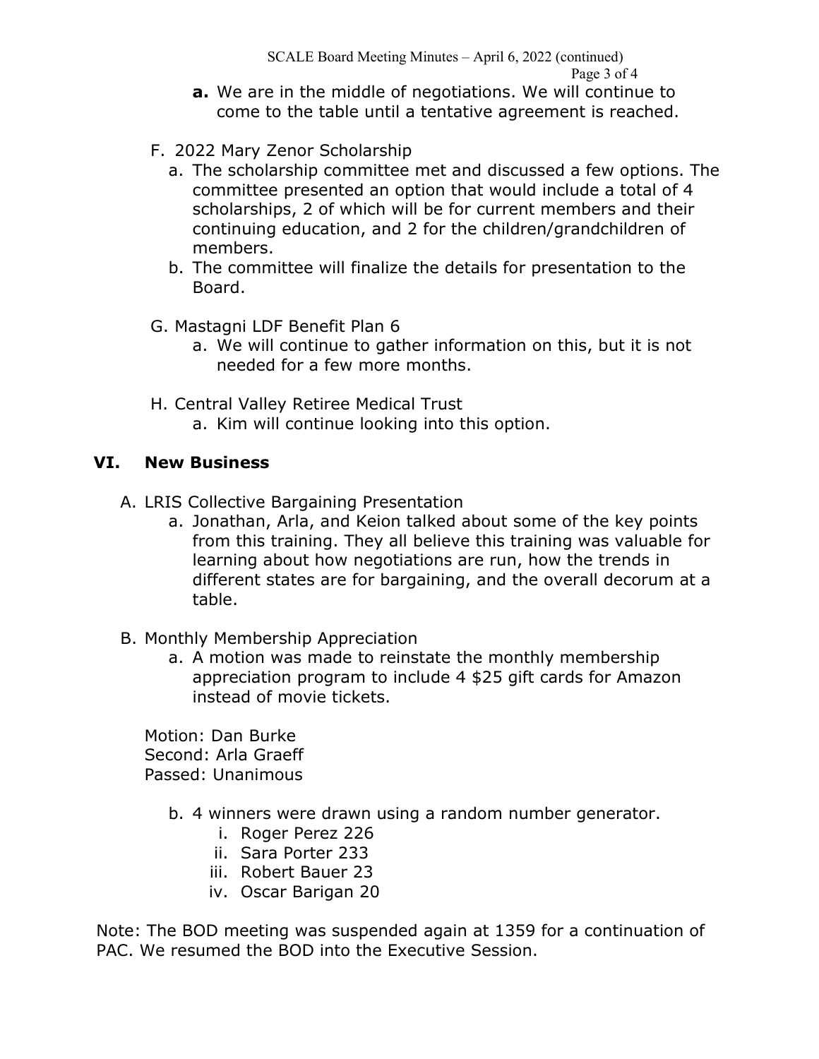**a.** We are in the middle of negotiations. We will continue to come to the table until a tentative agreement is reached.

F. 2022 Mary Zenor Scholarship

   a. The scholarship committee met and discussed a few options. The committee presented an option that would include a total of 4 scholarships, 2 of which will be for current members and their continuing education, and 2 for the children/grandchildren of members.

   b. The committee will finalize the details for presentation to the Board.

G. Mastagni LDF Benefit Plan 6

   a. We will continue to gather information on this, but it is not needed for a few more months.

H. Central Valley Retiree Medical Trust

   a. Kim will continue looking into this option.

## VI. New Business

A. LRIS Collective Bargaining Presentation

   a. Jonathan, Arla, and Keion talked about some of the key points from this training. They all believe this training was valuable for learning about how negotiations are run, how the trends in different states are for bargaining, and the overall decorum at a table.

B. Monthly Membership Appreciation

   a. A motion was made to reinstate the monthly membership appreciation program to include 4 $25 gift cards for Amazon instead of movie tickets.

Motion: Dan Burke
Second: Arla Graeff
Passed: Unanimous

   b. 4 winners were drawn using a random number generator.

      i. Roger Perez 226
      ii. Sara Porter 233
      iii. Robert Bauer 23
      iv. Oscar Barigan 20

Note: The BOD meeting was suspended again at 1359 for a continuation of PAC. We resumed the BOD into the Executive Session.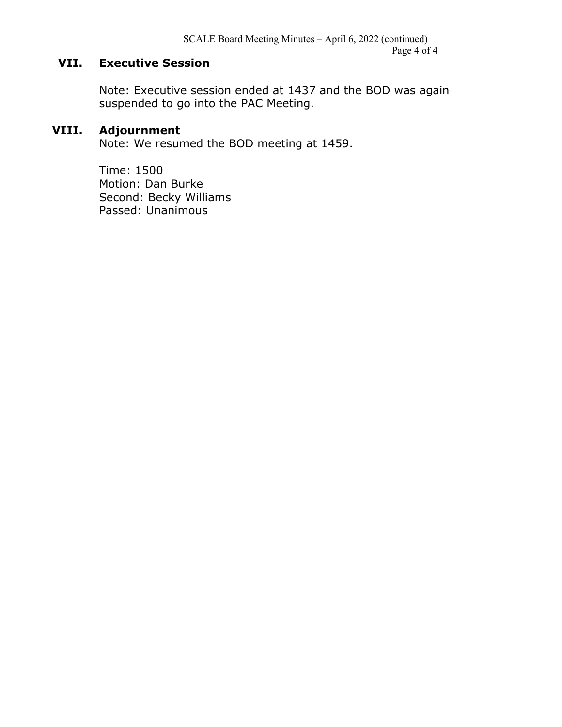## VII. Executive Session

Note: Executive session ended at 1437 and the BOD was again suspended to go into the PAC Meeting.

## VIII. Adjournment

Note: We resumed the BOD meeting at 1459.

Time: 1500
Motion: Dan Burke
Second: Becky Williams
Passed: Unanimous